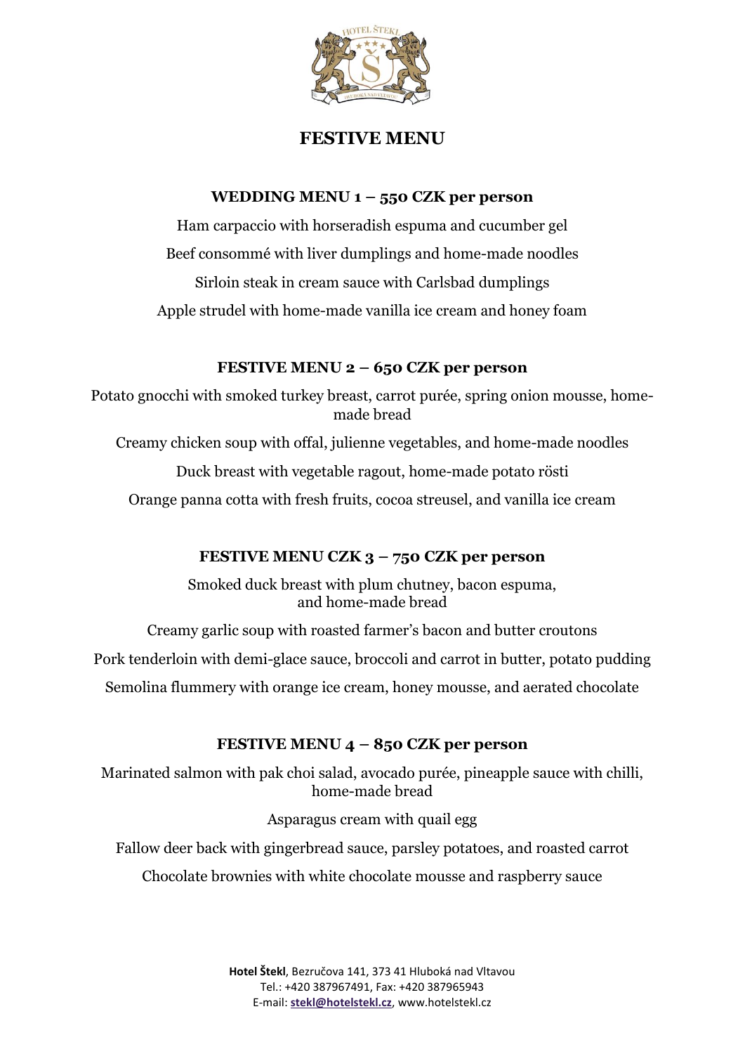# FESTIVE MENU

## WEDDING MENU 1 – 550 CZK per person

Ham carpaccio with horseradish espuma and cucumber gel

Beef consommé with liver dumplings and home-made noodles

Sirloin steak in cream sauce with Carlsbad dumplings

Apple strudel with home-made vanilla ice cream and honey foam

## FESTIVE MENU 2 – 650 CZK per person

Potato gnocchi with smoked turkey breast, carrot purée, spring onion mousse, home-made bread

Creamy chicken soup with offal, julienne vegetables, and home-made noodles

Duck breast with vegetable ragout, home-made potato rösti

Orange panna cotta with fresh fruits, cocoa streusel, and vanilla ice cream

## FESTIVE MENU CZK 3 – 750 CZK per person

Smoked duck breast with plum chutney, bacon espuma, and home-made bread

Creamy garlic soup with roasted farmer's bacon and butter croutons

Pork tenderloin with demi-glace sauce, broccoli and carrot in butter, potato pudding

Semolina flummery with orange ice cream, honey mousse, and aerated chocolate

## FESTIVE MENU 4 – 850 CZK per person

Marinated salmon with pak choi salad, avocado purée, pineapple sauce with chilli, home-made bread

Asparagus cream with quail egg

Fallow deer back with gingerbread sauce, parsley potatoes, and roasted carrot

Chocolate brownies with white chocolate mousse and raspberry sauce

**Hotel Štekl**, Bezručova 141, 373 41 Hluboká nad Vltavou
Tel.: +420 387967491, Fax: +420 387965943
E-mail: **stekl@hotelstekl.cz**, www.hotelstekl.cz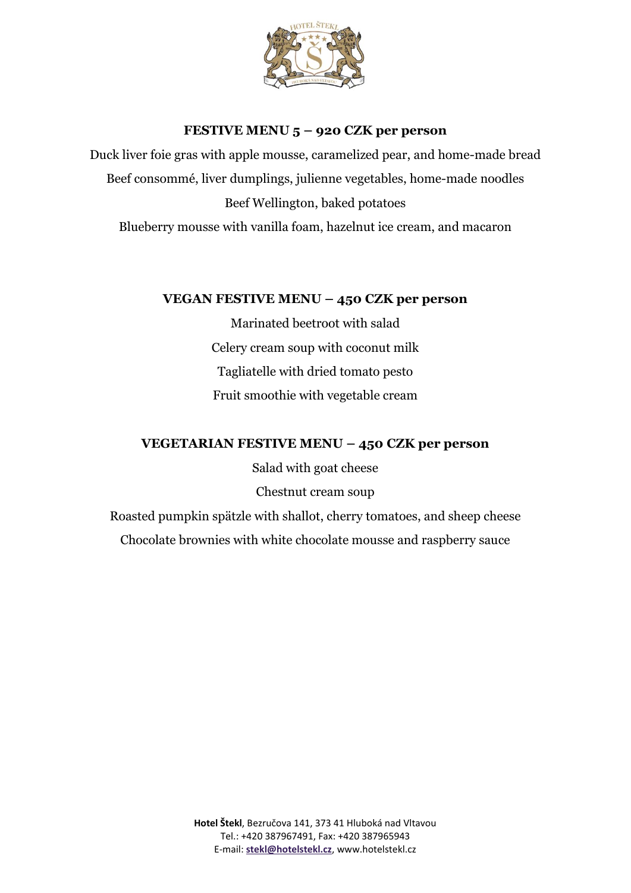## FESTIVE MENU 5 – 920 CZK per person

Duck liver foie gras with apple mousse, caramelized pear, and home-made bread

Beef consommé, liver dumplings, julienne vegetables, home-made noodles

Beef Wellington, baked potatoes

Blueberry mousse with vanilla foam, hazelnut ice cream, and macaron

## VEGAN FESTIVE MENU – 450 CZK per person

Marinated beetroot with salad

Celery cream soup with coconut milk

Tagliatelle with dried tomato pesto

Fruit smoothie with vegetable cream

## VEGETARIAN FESTIVE MENU – 450 CZK per person

Salad with goat cheese

Chestnut cream soup

Roasted pumpkin spätzle with shallot, cherry tomatoes, and sheep cheese

Chocolate brownies with white chocolate mousse and raspberry sauce

**Hotel Štekl**, Bezručova 141, 373 41 Hluboká nad Vltavou
Tel.: +420 387967491, Fax: +420 387965943
E-mail: **stekl@hotelstekl.cz**, www.hotelstekl.cz